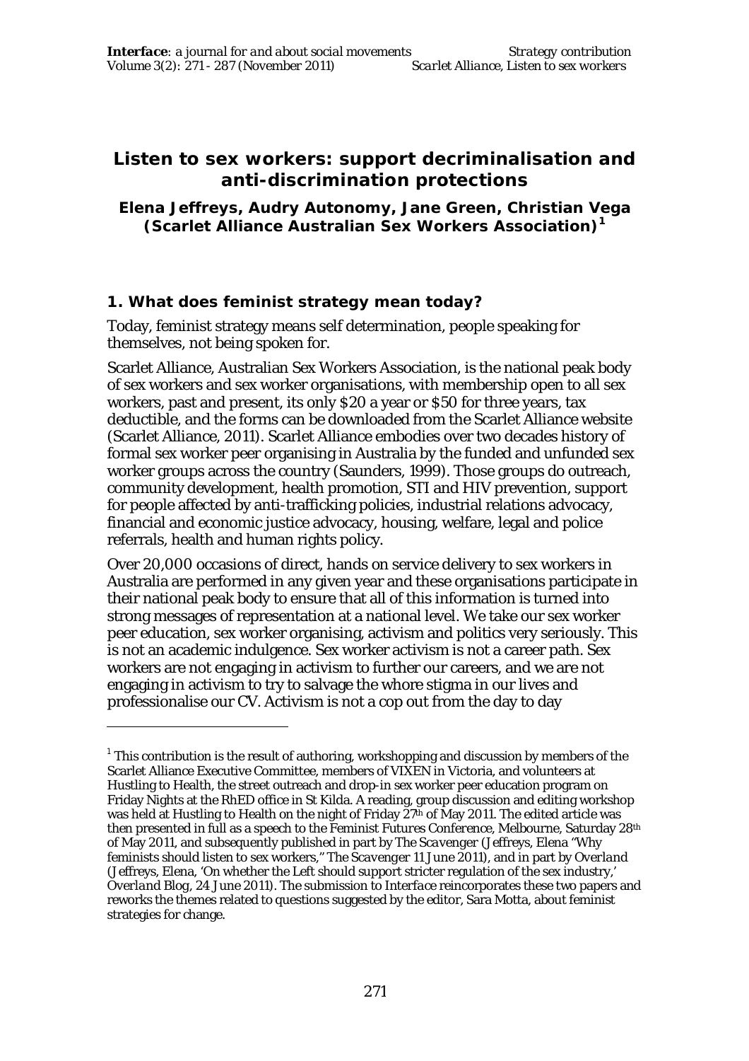# Listen to sex workers: support decriminalisation and anti-discrimination protections

**Elena Jeffreys, Audry Autonomy, Jane Green, Christian Vega (Scarlet Alliance Australian Sex Workers Association)[1]**

## 1. What does feminist strategy mean today?

Today, feminist strategy means self determination, people speaking for themselves, not being spoken for.

Scarlet Alliance, Australian Sex Workers Association, is the national peak body of sex workers and sex worker organisations, with membership open to all sex workers, past and present, its only $20 a year or $50 for three years, tax deductible, and the forms can be downloaded from the Scarlet Alliance website (Scarlet Alliance, 2011). Scarlet Alliance embodies over two decades history of formal sex worker peer organising in Australia by the funded and unfunded sex worker groups across the country (Saunders, 1999). Those groups do outreach, community development, health promotion, STI and HIV prevention, support for people affected by anti-trafficking policies, industrial relations advocacy, financial and economic justice advocacy, housing, welfare, legal and police referrals, health and human rights policy.

Over 20,000 occasions of direct, hands on service delivery to sex workers in Australia are performed in any given year and these organisations participate in their national peak body to ensure that all of this information is turned into strong messages of representation at a national level. We take our sex worker peer education, sex worker organising, activism and politics very seriously. This is not an academic indulgence. Sex worker activism is not a career path. Sex workers are not engaging in activism to further our careers, and we are not engaging in activism to try to salvage the whore stigma in our lives and professionalise our CV. Activism is not a cop out from the day to day

---

[1] This contribution is the result of authoring, workshopping and discussion by members of the Scarlet Alliance Executive Committee, members of VIXEN in Victoria, and volunteers at Hustling to Health, the street outreach and drop-in sex worker peer education program on Friday Nights at the RhED office in St Kilda. A reading, group discussion and editing workshop was held at Hustling to Health on the night of Friday 27th of May 2011. The edited article was then presented in full as a speech to the Feminist Futures Conference, Melbourne, Saturday 28th of May 2011, and subsequently published in part by *The Scavenger* (Jeffreys, Elena "Why feminists should listen to sex workers," *The Scavenger* 11 June 2011), and in part by *Overland* (Jeffreys, Elena, 'On whether the Left should support stricter regulation of the sex industry,' *Overland Blog*, 24 June 2011). The submission to *Interface* reincorporates these two papers and reworks the themes related to questions suggested by the editor, Sara Motta, about feminist strategies for change.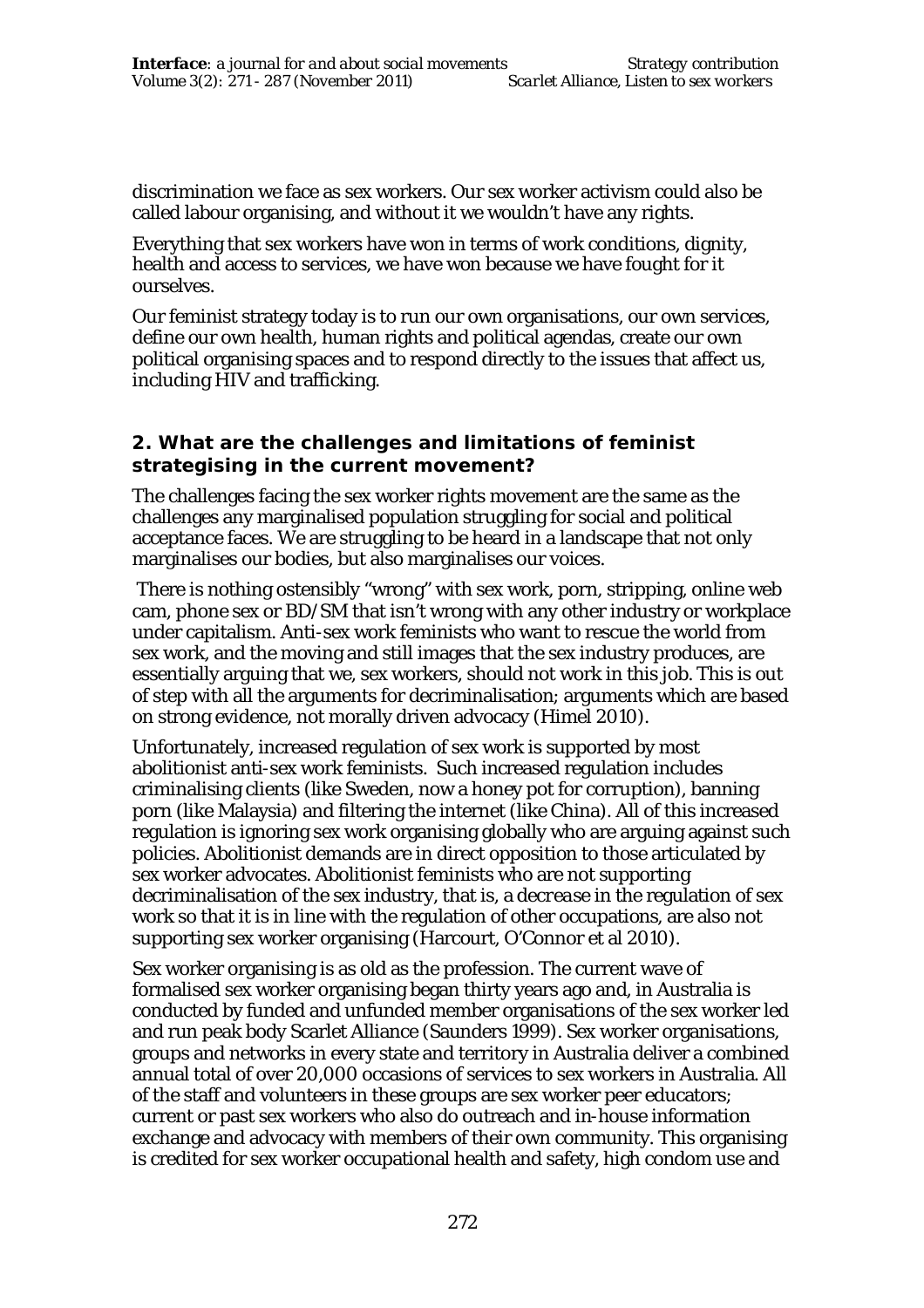discrimination we face as sex workers. Our sex worker activism could also be called labour organising, and without it we wouldn't have any rights.

Everything that sex workers have won in terms of work conditions, dignity, health and access to services, we have won because we have fought for it ourselves.

Our feminist strategy today is to run our own organisations, our own services, define our own health, human rights and political agendas, create our own political organising spaces and to respond directly to the issues that affect us, including HIV and trafficking.

## 2. What are the challenges and limitations of feminist strategising in the current movement?

The challenges facing the sex worker rights movement are the same as the challenges any marginalised population struggling for social and political acceptance faces. We are struggling to be heard in a landscape that not only marginalises our bodies, but also marginalises our voices.

There is nothing ostensibly "wrong" with sex work, porn, stripping, online web cam, phone sex or BD/SM that isn't wrong with any other industry or workplace under capitalism. Anti-sex work feminists who want to rescue the world from sex work, and the moving and still images that the sex industry produces, are essentially arguing that we, sex workers, should not work in this job. This is out of step with all the arguments for decriminalisation; arguments which are based on strong evidence, not morally driven advocacy (Himel 2010).

Unfortunately, increased regulation of sex work is supported by most abolitionist anti-sex work feminists. Such increased regulation includes criminalising clients (like Sweden, now a honey pot for corruption), banning porn (like Malaysia) and filtering the internet (like China). All of this increased regulation is ignoring sex work organising globally who are arguing against such policies. Abolitionist demands are in direct opposition to those articulated by sex worker advocates. Abolitionist feminists who are not supporting decriminalisation of the sex industry, that is, a *decrease* in the regulation of sex work so that it is in line with the regulation of other occupations, are also not supporting sex worker organising (Harcourt, O'Connor et al 2010).

Sex worker organising is as old as the profession. The current wave of formalised sex worker organising began thirty years ago and, in Australia is conducted by funded and unfunded member organisations of the sex worker led and run peak body Scarlet Alliance (Saunders 1999). Sex worker organisations, groups and networks in every state and territory in Australia deliver a combined annual total of over 20,000 occasions of services to sex workers in Australia. All of the staff and volunteers in these groups are sex worker peer educators; current or past sex workers who also do outreach and in-house information exchange and advocacy with members of their own community. This organising is credited for sex worker occupational health and safety, high condom use and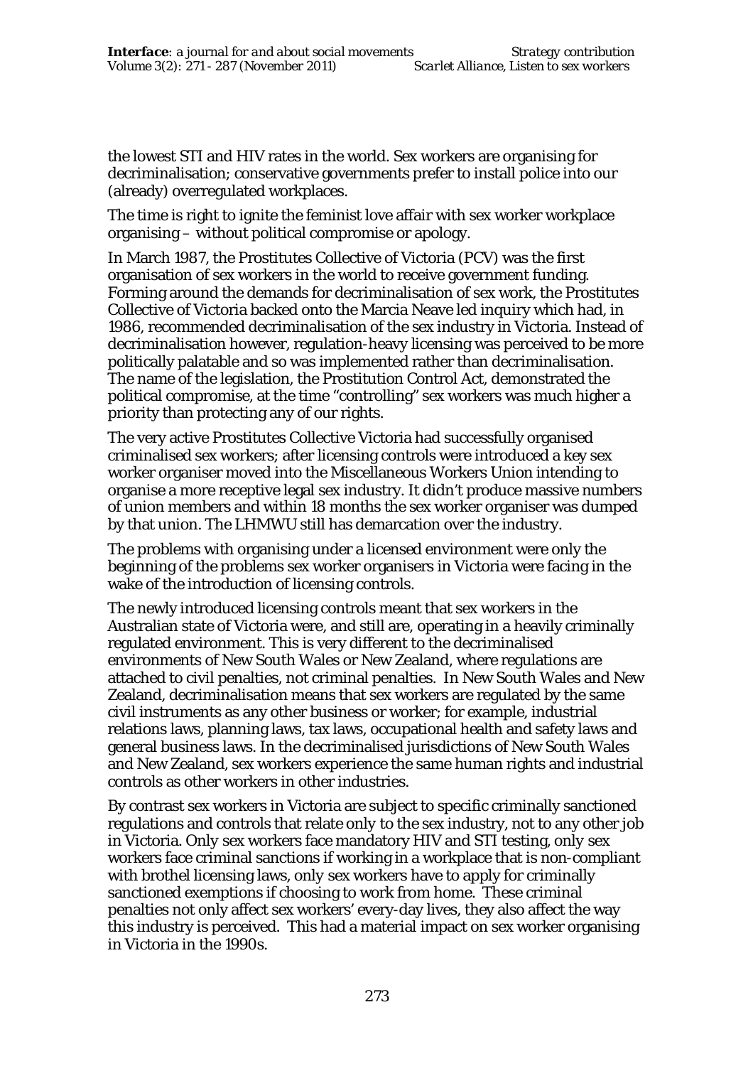the lowest STI and HIV rates in the world. Sex workers are organising for decriminalisation; conservative governments prefer to install police into our (already) overregulated workplaces.

The time is right to ignite the feminist love affair with sex worker workplace organising – without political compromise or apology.

In March 1987, the Prostitutes Collective of Victoria (PCV) was the first organisation of sex workers in the world to receive government funding. Forming around the demands for decriminalisation of sex work, the Prostitutes Collective of Victoria backed onto the Marcia Neave led inquiry which had, in 1986, recommended decriminalisation of the sex industry in Victoria. Instead of decriminalisation however, regulation-heavy licensing was perceived to be more politically palatable and so was implemented rather than decriminalisation. The name of the legislation, the Prostitution Control Act, demonstrated the political compromise, at the time "controlling" sex workers was much higher a priority than protecting any of our rights.

The very active Prostitutes Collective Victoria had successfully organised criminalised sex workers; after licensing controls were introduced a key sex worker organiser moved into the Miscellaneous Workers Union intending to organise a more receptive legal sex industry. It didn't produce massive numbers of union members and within 18 months the sex worker organiser was dumped by that union. The LHMWU still has demarcation over the industry.

The problems with organising under a licensed environment were only the beginning of the problems sex worker organisers in Victoria were facing in the wake of the introduction of licensing controls.

The newly introduced licensing controls meant that sex workers in the Australian state of Victoria were, and still are, operating in a heavily criminally regulated environment. This is very different to the decriminalised environments of New South Wales or New Zealand, where regulations are attached to civil penalties, not criminal penalties. In New South Wales and New Zealand, decriminalisation means that sex workers are regulated by the same civil instruments as any other business or worker; for example, industrial relations laws, planning laws, tax laws, occupational health and safety laws and general business laws. In the decriminalised jurisdictions of New South Wales and New Zealand, sex workers experience the same human rights and industrial controls as other workers in other industries.

By contrast sex workers in Victoria are subject to specific criminally sanctioned regulations and controls that relate only to the sex industry, not to any other job in Victoria. Only sex workers face mandatory HIV and STI testing, only sex workers face criminal sanctions if working in a workplace that is non-compliant with brothel licensing laws, only sex workers have to apply for criminally sanctioned exemptions if choosing to work from home. These criminal penalties not only affect sex workers' every-day lives, they also affect the way this industry is perceived. This had a material impact on sex worker organising in Victoria in the 1990s.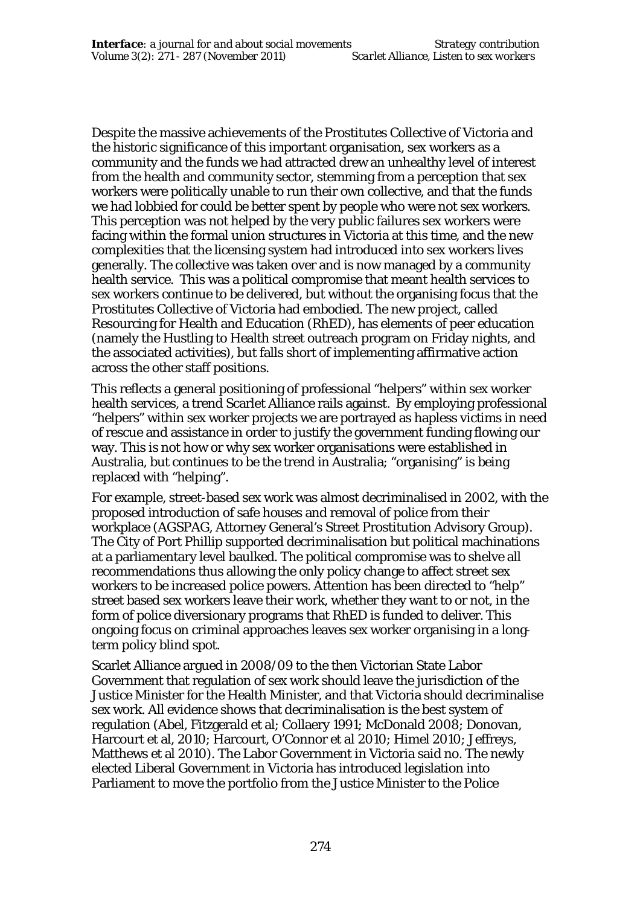Despite the massive achievements of the Prostitutes Collective of Victoria and the historic significance of this important organisation, sex workers as a community and the funds we had attracted drew an unhealthy level of interest from the health and community sector, stemming from a perception that sex workers were politically unable to run their own collective, and that the funds we had lobbied for could be better spent by people who were not sex workers. This perception was not helped by the very public failures sex workers were facing within the formal union structures in Victoria at this time, and the new complexities that the licensing system had introduced into sex workers lives generally. The collective was taken over and is now managed by a community health service. This was a political compromise that meant health services to sex workers continue to be delivered, but without the organising focus that the Prostitutes Collective of Victoria had embodied. The new project, called Resourcing for Health and Education (RhED), has elements of peer education (namely the Hustling to Health street outreach program on Friday nights, and the associated activities), but falls short of implementing affirmative action across the other staff positions.

This reflects a general positioning of professional "helpers" within sex worker health services, a trend Scarlet Alliance rails against. By employing professional "helpers" within sex worker projects we are portrayed as hapless victims in need of rescue and assistance in order to justify the government funding flowing our way. This is not how or why sex worker organisations were established in Australia, but continues to be the trend in Australia; "organising" is being replaced with "helping".

For example, street-based sex work was almost decriminalised in 2002, with the proposed introduction of safe houses and removal of police from their workplace (AGSPAG, Attorney General's Street Prostitution Advisory Group). The City of Port Phillip supported decriminalisation but political machinations at a parliamentary level baulked. The political compromise was to shelve all recommendations thus allowing the only policy change to affect street sex workers to be increased police powers. Attention has been directed to "help" street based sex workers leave their work, whether they want to or not, in the form of police diversionary programs that RhED is funded to deliver. This ongoing focus on criminal approaches leaves sex worker organising in a long-term policy blind spot.

Scarlet Alliance argued in 2008/09 to the then Victorian State Labor Government that regulation of sex work should leave the jurisdiction of the Justice Minister for the Health Minister, and that Victoria should decriminalise sex work. All evidence shows that decriminalisation is the best system of regulation (Abel, Fitzgerald et al; Collaery 1991; McDonald 2008; Donovan, Harcourt et al, 2010; Harcourt, O'Connor et al 2010; Himel 2010; Jeffreys, Matthews et al 2010). The Labor Government in Victoria said no. The newly elected Liberal Government in Victoria has introduced legislation into Parliament to move the portfolio from the Justice Minister to the Police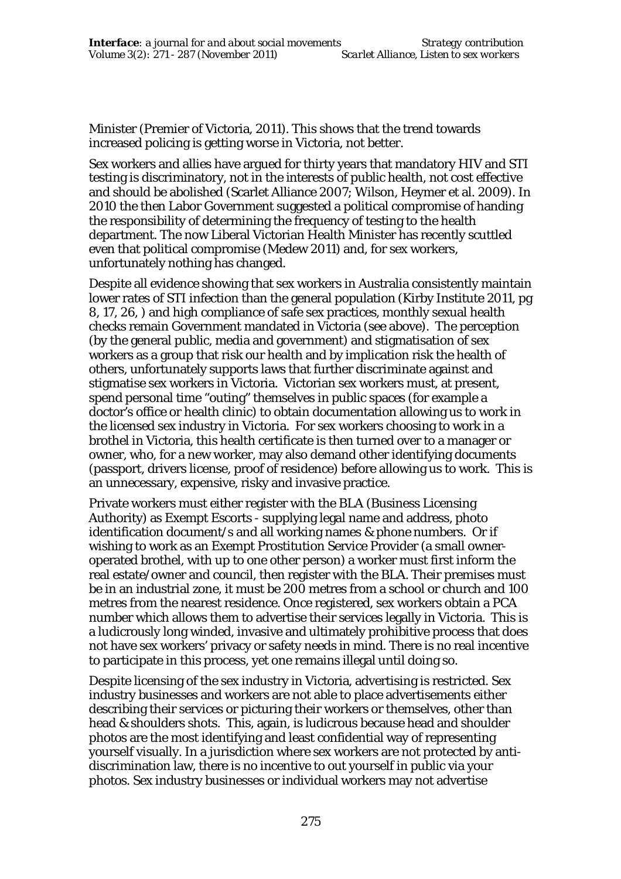Minister (Premier of Victoria, 2011). This shows that the trend towards increased policing is getting worse in Victoria, not better.

Sex workers and allies have argued for thirty years that mandatory HIV and STI testing is discriminatory, not in the interests of public health, not cost effective and should be abolished (Scarlet Alliance 2007; Wilson, Heymer et al. 2009). In 2010 the then Labor Government suggested a political compromise of handing the responsibility of determining the frequency of testing to the health department. The now Liberal Victorian Health Minister has recently scuttled even that political compromise (Medew 2011) and, for sex workers, unfortunately nothing has changed.

Despite all evidence showing that sex workers in Australia consistently maintain lower rates of STI infection than the general population (Kirby Institute 2011, pg 8, 17, 26, ) and high compliance of safe sex practices, monthly sexual health checks remain Government mandated in Victoria (see above). The perception (by the general public, media and government) and stigmatisation of sex workers as a group that risk our health and by implication risk the health of others, unfortunately supports laws that further discriminate against and stigmatise sex workers in Victoria. Victorian sex workers must, at present, spend personal time "outing" themselves in public spaces (for example a doctor's office or health clinic) to obtain documentation allowing us to work in the licensed sex industry in Victoria. For sex workers choosing to work in a brothel in Victoria, this health certificate is then turned over to a manager or owner, who, for a new worker, may also demand other identifying documents (passport, drivers license, proof of residence) before allowing us to work. This is an unnecessary, expensive, risky and invasive practice.

Private workers must either register with the BLA (Business Licensing Authority) as Exempt Escorts - supplying legal name and address, photo identification document/s and all working names & phone numbers. Or if wishing to work as an Exempt Prostitution Service Provider (a small owner-operated brothel, with up to one other person) a worker must first inform the real estate/owner and council, then register with the BLA. Their premises must be in an industrial zone, it must be 200 metres from a school or church and 100 metres from the nearest residence. Once registered, sex workers obtain a PCA number which allows them to advertise their services legally in Victoria. This is a ludicrously long winded, invasive and ultimately prohibitive process that does not have sex workers' privacy or safety needs in mind. There is no real incentive to participate in this process, yet one remains illegal until doing so.

Despite licensing of the sex industry in Victoria, advertising is restricted. Sex industry businesses and workers are not able to place advertisements either describing their services or picturing their workers or themselves, other than head & shoulders shots. This, again, is ludicrous because head and shoulder photos are the most identifying and least confidential way of representing yourself visually. In a jurisdiction where sex workers are not protected by anti-discrimination law, there is no incentive to out yourself in public via your photos. Sex industry businesses or individual workers may not advertise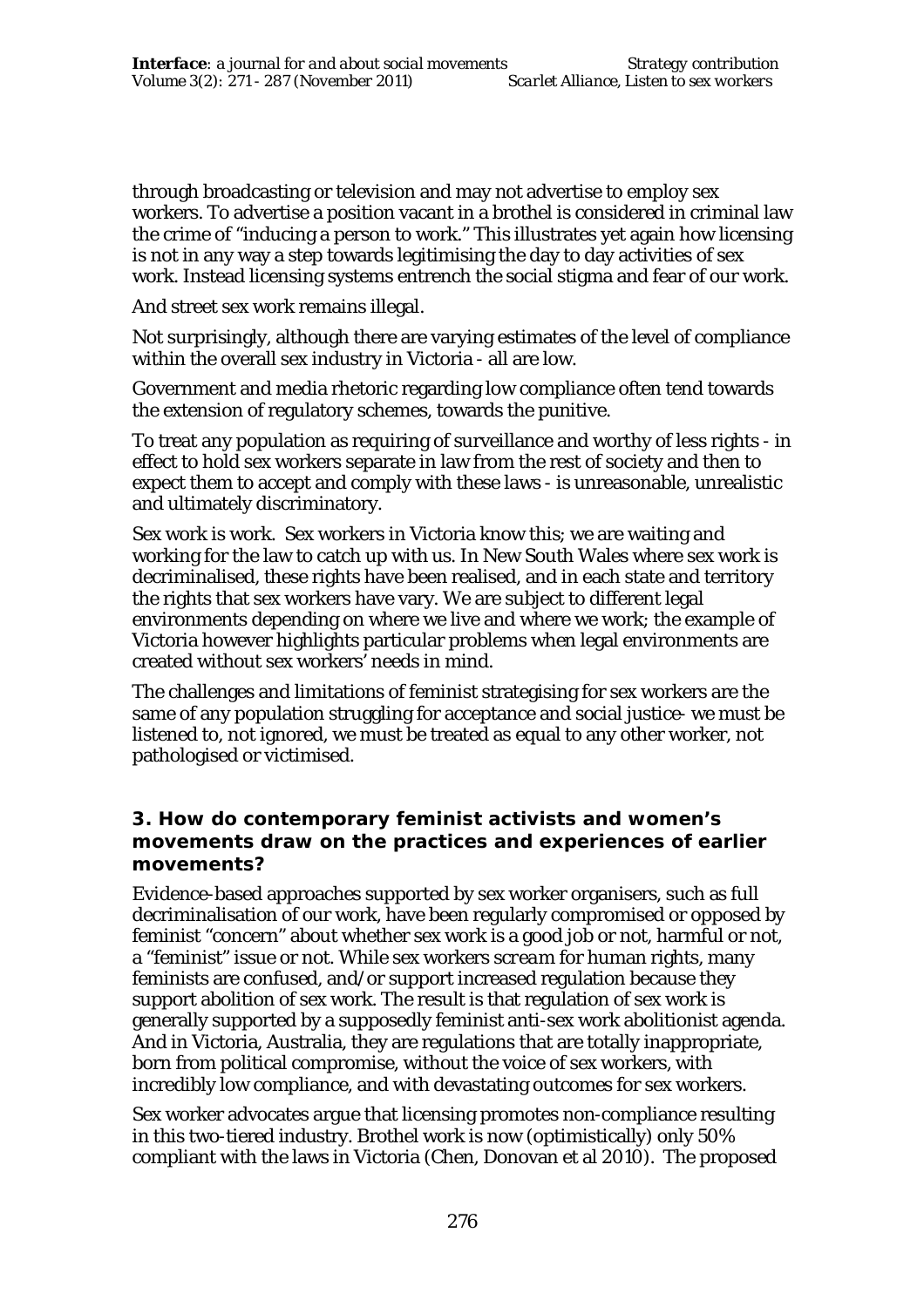through broadcasting or television and may not advertise to employ sex workers. To advertise a position vacant in a brothel is considered in criminal law the crime of "inducing a person to work." This illustrates yet again how licensing is not in any way a step towards legitimising the day to day activities of sex work. Instead licensing systems entrench the social stigma and fear of our work.

And street sex work remains illegal.

Not surprisingly, although there are varying estimates of the level of compliance within the overall sex industry in Victoria - all are low.

Government and media rhetoric regarding low compliance often tend towards the extension of regulatory schemes, towards the punitive.

To treat any population as requiring of surveillance and worthy of less rights - in effect to hold sex workers separate in law from the rest of society and then to expect them to accept and comply with these laws - is unreasonable, unrealistic and ultimately discriminatory.

Sex work is work. Sex workers in Victoria know this; we are waiting and working for the law to catch up with us. In New South Wales where sex work is decriminalised, these rights have been realised, and in each state and territory the rights that sex workers have vary. We are subject to different legal environments depending on where we live and where we work; the example of Victoria however highlights particular problems when legal environments are created without sex workers' needs in mind.

The challenges and limitations of feminist strategising for sex workers are the same of any population struggling for acceptance and social justice- we must be listened to, not ignored, we must be treated as equal to any other worker, not pathologised or victimised.

### 3. How do contemporary feminist activists and women's movements draw on the practices and experiences of earlier movements?

Evidence-based approaches supported by sex worker organisers, such as full decriminalisation of our work, have been regularly compromised or opposed by feminist "concern" about whether sex work is a good job or not, harmful or not, a "feminist" issue or not. While sex workers *scream* for human rights, many feminists are confused, and/or support increased regulation because they support abolition of sex work. The result is that regulation of sex work is generally supported by a supposedly feminist anti-sex work abolitionist agenda. And in Victoria, Australia, they are regulations that are totally inappropriate, born from political compromise, without the voice of sex workers, with incredibly low compliance, and with devastating outcomes for sex workers.

Sex worker advocates argue that licensing promotes non-compliance resulting in this two-tiered industry. Brothel work is now (optimistically) only 50% compliant with the laws in Victoria (Chen, Donovan et al 2010). The proposed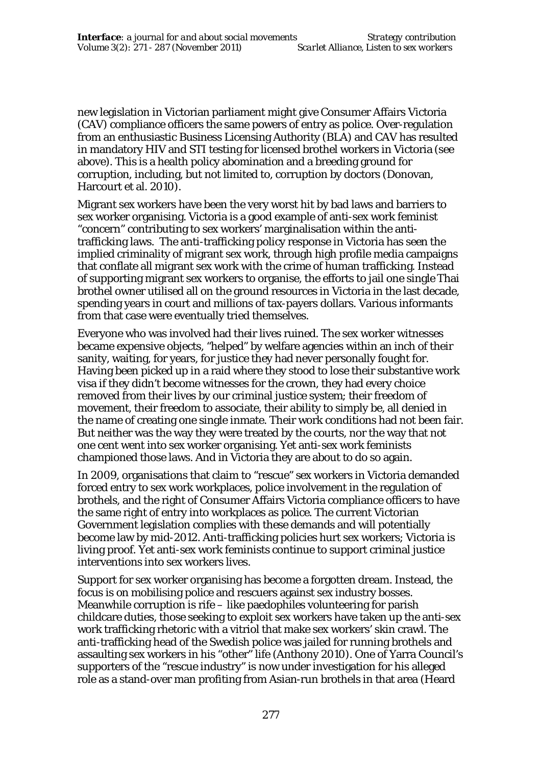new legislation in Victorian parliament might give Consumer Affairs Victoria (CAV) compliance officers the same powers of entry as police. Over-regulation from an enthusiastic Business Licensing Authority (BLA) and CAV has resulted in mandatory HIV and STI testing for licensed brothel workers in Victoria (see above). This is a health policy abomination and a breeding ground for corruption, including, but not limited to, corruption by doctors (Donovan, Harcourt et al. 2010).

Migrant sex workers have been the very worst hit by bad laws and barriers to sex worker organising. Victoria is a good example of anti-sex work feminist "concern" contributing to sex workers' marginalisation within the anti-trafficking laws. The anti-trafficking policy response in Victoria has seen the implied criminality of migrant sex work, through high profile media campaigns that conflate all migrant sex work with the crime of human trafficking. Instead of supporting migrant sex workers to organise, the efforts to jail one single Thai brothel owner utilised all on the ground resources in Victoria in the last decade, spending years in court and millions of tax-payers dollars. Various informants from that case were eventually tried themselves.

Everyone who was involved had their lives ruined. The sex worker witnesses became expensive objects, "helped" by welfare agencies within an inch of their sanity, waiting, for years, for justice they had never personally fought for. Having been picked up in a raid where they stood to lose their substantive work visa if they didn't become witnesses for the crown, they had every choice removed from their lives by our criminal justice system; their freedom of movement, their freedom to associate, their ability to simply be, all denied in the name of creating one single inmate. Their work conditions had not been fair. But neither was the way they were treated by the courts, nor the way that not one cent went into sex worker organising. Yet anti-sex work feminists championed those laws. And in Victoria they are about to do so again.

In 2009, organisations that claim to "rescue" sex workers in Victoria demanded forced entry to sex work workplaces, police involvement in the regulation of brothels, and the right of Consumer Affairs Victoria compliance officers to have the same right of entry into workplaces as police. The current Victorian Government legislation complies with these demands and will potentially become law by mid-2012. Anti-trafficking policies hurt sex workers; Victoria is living proof. Yet anti-sex work feminists continue to support criminal justice interventions into sex workers lives.

Support for sex worker organising has become a forgotten dream. Instead, the focus is on mobilising police and rescuers against sex industry bosses. Meanwhile corruption is rife – like paedophiles volunteering for parish childcare duties, those seeking to exploit sex workers have taken up the anti-sex work trafficking rhetoric with a vitriol that make sex workers' skin crawl. The anti-trafficking head of the Swedish police was jailed for running brothels and assaulting sex workers in his "other" life (Anthony 2010). One of Yarra Council's supporters of the "rescue industry" is now under investigation for his alleged role as a stand-over man profiting from Asian-run brothels in that area (Heard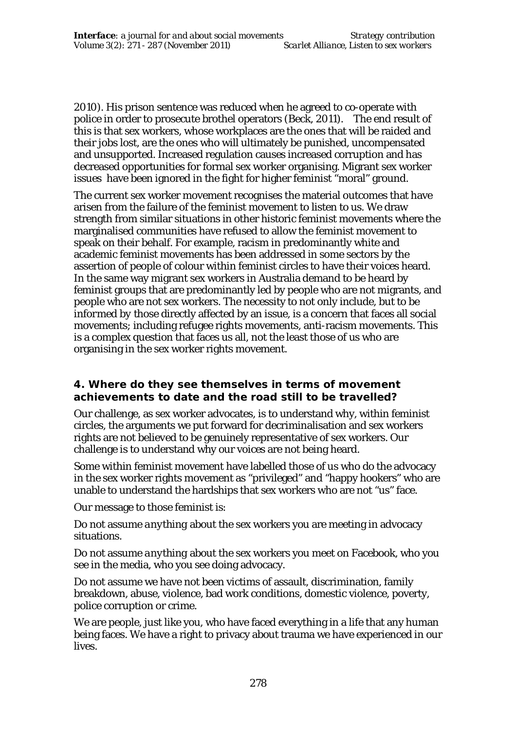2010). His prison sentence was reduced when he agreed to co-operate with police in order to prosecute brothel operators (Beck, 2011). The end result of this is that sex workers, whose workplaces are the ones that will be raided and their jobs lost, are the ones who will ultimately be punished, uncompensated and unsupported. Increased regulation causes increased corruption and has decreased opportunities for formal sex worker organising. Migrant sex worker issues have been ignored in the fight for higher feminist "moral" ground.

The current sex worker movement recognises the material outcomes that have arisen from the failure of the feminist movement to listen to us. We draw strength from similar situations in other historic feminist movements where the marginalised communities have refused to allow the feminist movement to speak on their behalf. For example, racism in predominantly white and academic feminist movements has been addressed in some sectors by the assertion of people of colour within feminist circles to have their voices heard. In the same way migrant sex workers in Australia demand to be heard by feminist groups that are predominantly led by people who are not migrants, and people who are not sex workers. The necessity to not only include, but to be informed by those directly affected by an issue, is a concern that faces all social movements; including refugee rights movements, anti-racism movements. This is a complex question that faces us all, not the least those of us who are organising in the sex worker rights movement.

## 4. Where do they see themselves in terms of movement achievements to date and the road still to be travelled?

Our challenge, as sex worker advocates, is to understand why, within feminist circles, the arguments we put forward for decriminalisation and sex workers rights are not believed to be genuinely representative of sex workers. Our challenge is to understand why our voices are not being heard.

Some within feminist movement have labelled those of us who do the advocacy in the sex worker rights movement as "privileged" and "happy hookers" who are unable to understand the hardships that sex workers who are not "us" face.

Our message to those feminist is:

Do not assume *anything* about the sex workers you are meeting in advocacy situations.

Do not assume *anything* about the sex workers you meet on Facebook, who you see in the media, who you see doing advocacy.

Do not assume we have not been victims of assault, discrimination, family breakdown, abuse, violence, bad work conditions, domestic violence, poverty, police corruption or crime.

We are people, just like you, who have faced everything in a life that any human being faces. We have a right to privacy about trauma we have experienced in our lives.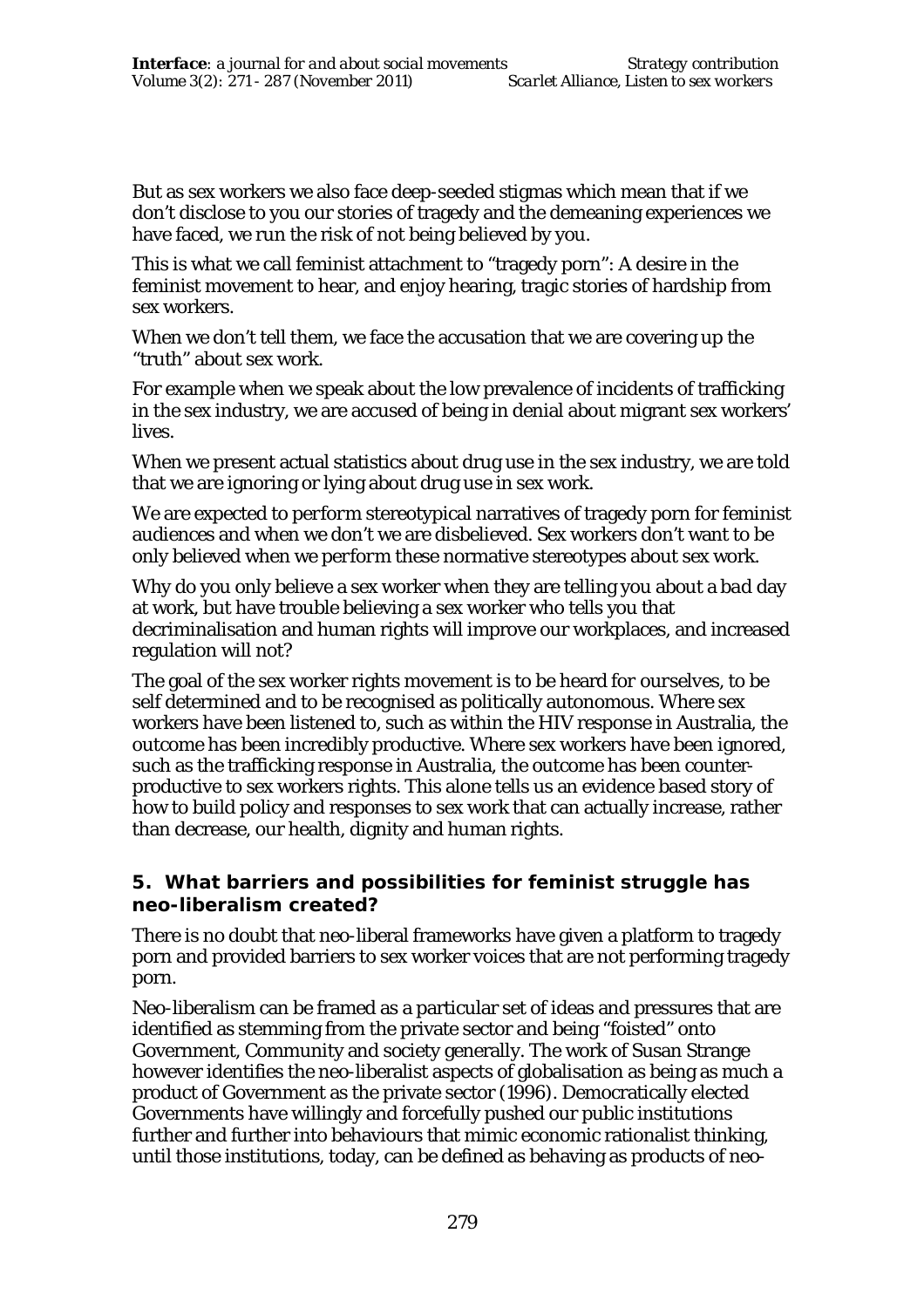But as sex workers we also face deep-seeded stigmas which mean that if we don't disclose to you our stories of tragedy and the demeaning experiences we have faced, we run the risk of not being believed by you.

This is what we call feminist attachment to "tragedy porn": A desire in the feminist movement to hear, and enjoy hearing, tragic stories of hardship from sex workers.

When we don't tell them, we face the accusation that we are covering up the "truth" about sex work.

For example when we speak about the low prevalence of incidents of trafficking in the sex industry, we are accused of being in denial about migrant sex workers' lives.

When we present actual statistics about drug use in the sex industry, we are told that we are ignoring or lying about drug use in sex work.

We are expected to *perform* stereotypical narratives of tragedy porn for feminist audiences and when we don't we are disbelieved. Sex workers don't want to be only believed when we *perform* these normative stereotypes about sex work.

Why do you only believe a sex worker when they are telling you about a *bad* day at work, but have trouble believing a sex worker who tells you that decriminalisation and human rights will improve our workplaces, and increased regulation will not?

The goal of the sex worker rights movement is to be heard for ourselves, to be self determined and to be recognised as politically autonomous. Where sex workers have been listened to, such as within the HIV response in Australia, the outcome has been incredibly productive. Where sex workers have been ignored, such as the trafficking response in Australia, the outcome has been counter-productive to sex workers rights. This alone tells us an evidence based story of how to build policy and responses to sex work that can actually increase, rather than decrease, our health, dignity and human rights.

### 5. What barriers and possibilities for feminist struggle has neo-liberalism created?

There is no doubt that neo-liberal frameworks have given a platform to tragedy porn and provided barriers to sex worker voices that are not performing tragedy porn.

Neo-liberalism can be framed as a particular set of ideas and pressures that are identified as stemming from the private sector and being "foisted" onto Government, Community and society generally. The work of Susan Strange however identifies the neo-liberalist aspects of globalisation as being as much a product of Government as the private sector (1996). Democratically elected Governments have willingly and forcefully pushed our public institutions further and further into behaviours that mimic economic rationalist thinking, until those institutions, today, can be defined as behaving as products of neo-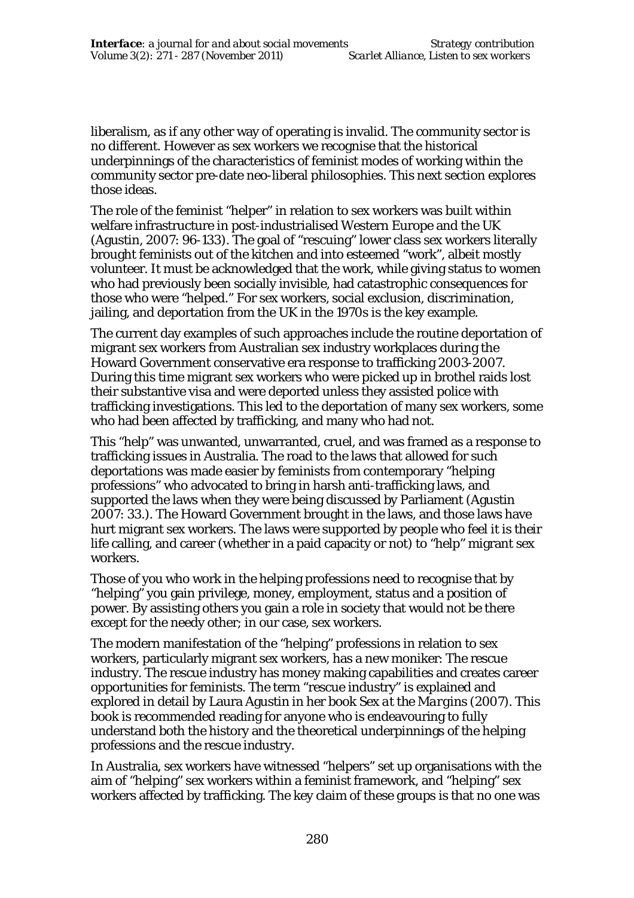liberalism, as if any other way of operating is invalid. The community sector is no different. However as sex workers we recognise that the historical underpinnings of the characteristics of feminist modes of working within the community sector pre-date neo-liberal philosophies. This next section explores those ideas.

The role of the feminist "helper" in relation to sex workers was built within welfare infrastructure in post-industrialised Western Europe and the UK (Agustin, 2007: 96-133). The goal of "rescuing" lower class sex workers literally brought feminists out of the kitchen and into esteemed "work", albeit mostly volunteer. It must be acknowledged that the work, while giving status to women who had previously been socially invisible, had catastrophic consequences for those who were "helped." For sex workers, social exclusion, discrimination, jailing, and deportation from the UK in the 1970s is the key example.

The current day examples of such approaches include the routine deportation of migrant sex workers from Australian sex industry workplaces during the Howard Government conservative era response to trafficking 2003-2007. During this time migrant sex workers who were picked up in brothel raids lost their substantive visa and were deported unless they assisted police with trafficking investigations. This led to the deportation of many sex workers, some who had been affected by trafficking, and many who had not.

This "help" was unwanted, unwarranted, cruel, and was framed as a response to trafficking issues in Australia. The road to the laws that allowed for such deportations was made easier by feminists from contemporary "helping professions" who advocated to bring in harsh anti-trafficking laws, and supported the laws when they were being discussed by Parliament (Agustin 2007: 33.). The Howard Government brought in the laws, and those laws have hurt migrant sex workers. The laws were supported by people who feel it is their life calling, and career (whether in a paid capacity or not) to "help" migrant sex workers.

Those of you who work in the helping professions need to recognise that by "helping" you gain privilege, money, employment, status and a position of power. By assisting others you gain a role in society that would not be there except for the needy other; in our case, sex workers.

The modern manifestation of the "helping" professions in relation to sex workers, particularly migrant sex workers, has a new moniker: The rescue industry. The rescue industry has money making capabilities and creates career opportunities for feminists. The term "rescue industry" is explained and explored in detail by Laura Agustin in her book *Sex at the Margins* (2007). This book is recommended reading for anyone who is endeavouring to fully understand both the history and the theoretical underpinnings of the helping professions and the rescue industry.

In Australia, sex workers have witnessed "helpers" set up organisations with the aim of "helping" sex workers within a feminist framework, and "helping" sex workers affected by trafficking. The key claim of these groups is that no one was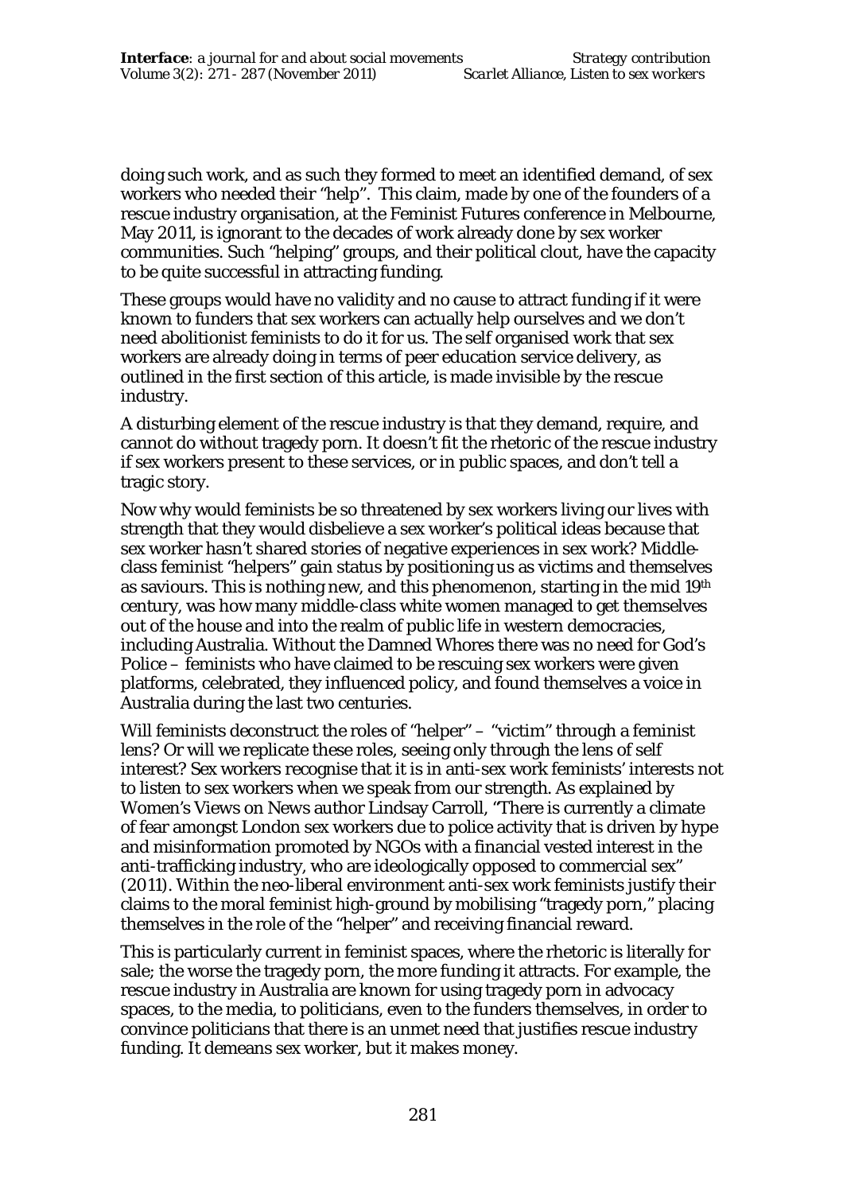doing such work, and as such they formed to meet an identified demand, of sex workers who needed their "help". This claim, made by one of the founders of a rescue industry organisation, at the Feminist Futures conference in Melbourne, May 2011, is ignorant to the decades of work already done by sex worker communities. Such "helping" groups, and their political clout, have the capacity to be quite successful in attracting funding.

These groups would have no validity and no cause to attract funding if it were known to funders that sex workers can actually help ourselves and we don't need abolitionist feminists to do it for us. The self organised work that sex workers are already doing in terms of peer education service delivery, as outlined in the first section of this article, is made invisible by the rescue industry.

A disturbing element of the rescue industry is that they demand, require, and cannot do without tragedy porn. It doesn't fit the rhetoric of the rescue industry if sex workers present to these services, or in public spaces, and don't tell a tragic story.

Now why would feminists be so threatened by sex workers living our lives with strength that they would disbelieve a sex worker's political ideas because that sex worker hasn't shared stories of negative experiences in sex work? Middle-class feminist "helpers" gain status by positioning us as victims and themselves as saviours. This is nothing new, and this phenomenon, starting in the mid 19th century, was how many middle-class white women managed to get themselves out of the house and into the realm of public life in western democracies, including Australia. Without the Damned Whores there was no need for God's Police – feminists who have claimed to be rescuing sex workers were given platforms, celebrated, they influenced policy, and found themselves a voice in Australia during the last two centuries.

Will feminists deconstruct the roles of "helper" – "victim" through a feminist lens? Or will we replicate these roles, seeing only through the lens of self interest? Sex workers recognise that it is in anti-sex work feminists' interests not to listen to sex workers when we speak from our strength. As explained by Women's Views on News author Lindsay Carroll, "There is currently a climate of fear amongst London sex workers due to police activity that is driven by hype and misinformation promoted by NGOs with a financial vested interest in the anti-trafficking industry, who are ideologically opposed to commercial sex" (2011). Within the neo-liberal environment anti-sex work feminists justify their claims to the moral feminist high-ground by mobilising "tragedy porn," placing themselves in the role of the "helper" and receiving financial reward.

This is particularly current in feminist spaces, where the rhetoric is literally for sale; the worse the tragedy porn, the more funding it attracts. For example, the rescue industry in Australia are known for using tragedy porn in advocacy spaces, to the media, to politicians, even to the funders themselves, in order to convince politicians that there is an unmet need that justifies rescue industry funding. It demeans sex worker, but it makes money.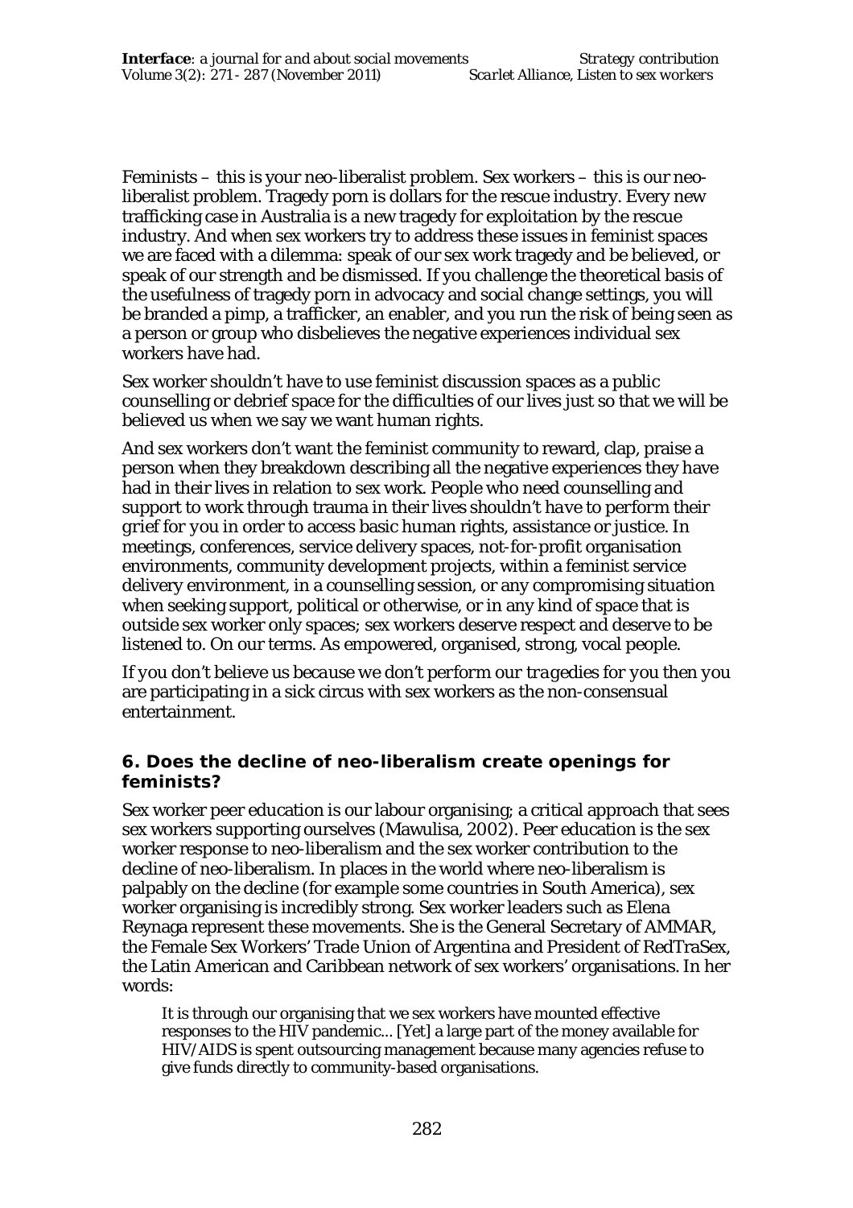Feminists – this is your neo-liberalist problem. Sex workers – this is our neo-liberalist problem. Tragedy porn is dollars for the rescue industry. Every new trafficking case in Australia is a new tragedy for exploitation by the rescue industry. And when sex workers try to address these issues in feminist spaces we are faced with a dilemma: speak of our sex work tragedy and be believed, or speak of our strength and be dismissed. If you challenge the theoretical basis of the usefulness of tragedy porn in advocacy and social change settings, you will be branded a pimp, a trafficker, an enabler, and you run the risk of being seen as a person or group who disbelieves the negative experiences individual sex workers have had.

Sex worker shouldn't have to use feminist discussion spaces as a public counselling or debrief space for the difficulties of our lives just so that we will be believed us when we say we want human rights.

And sex workers don't want the feminist community to reward, clap, praise a person when they breakdown describing all the negative experiences they have had in their lives in relation to sex work. People who need counselling and support to work through trauma in their lives *shouldn't have to perform their grief for you* in order to access basic human rights, assistance or justice. In meetings, conferences, service delivery spaces, not-for-profit organisation environments, community development projects, within a feminist service delivery environment, in a counselling session, or any compromising situation when seeking support, political or otherwise, or in any kind of space that is outside sex worker only spaces; sex workers deserve respect and deserve to be listened to. On our terms. As empowered, organised, strong, vocal people.

*If you don't believe us because we don't perform our tragedies for you* then you are participating in a sick circus with sex workers as the non-consensual entertainment.

### 6. Does the decline of neo-liberalism create openings for feminists?

Sex worker peer education is our labour organising; a critical approach that sees sex workers supporting ourselves (Mawulisa, 2002). Peer education is the sex worker response to neo-liberalism and the sex worker contribution to the decline of neo-liberalism. In places in the world where neo-liberalism is palpably on the decline (for example some countries in South America), sex worker organising is incredibly strong. Sex worker leaders such as Elena Reynaga represent these movements. She is the General Secretary of AMMAR, the Female Sex Workers' Trade Union of Argentina and President of RedTraSex, the Latin American and Caribbean network of sex workers' organisations. In her words:

> It is through our organising that we sex workers have mounted effective responses to the HIV pandemic... [Yet] a large part of the money available for HIV/AIDS is spent outsourcing management because many agencies refuse to give funds directly to community-based organisations.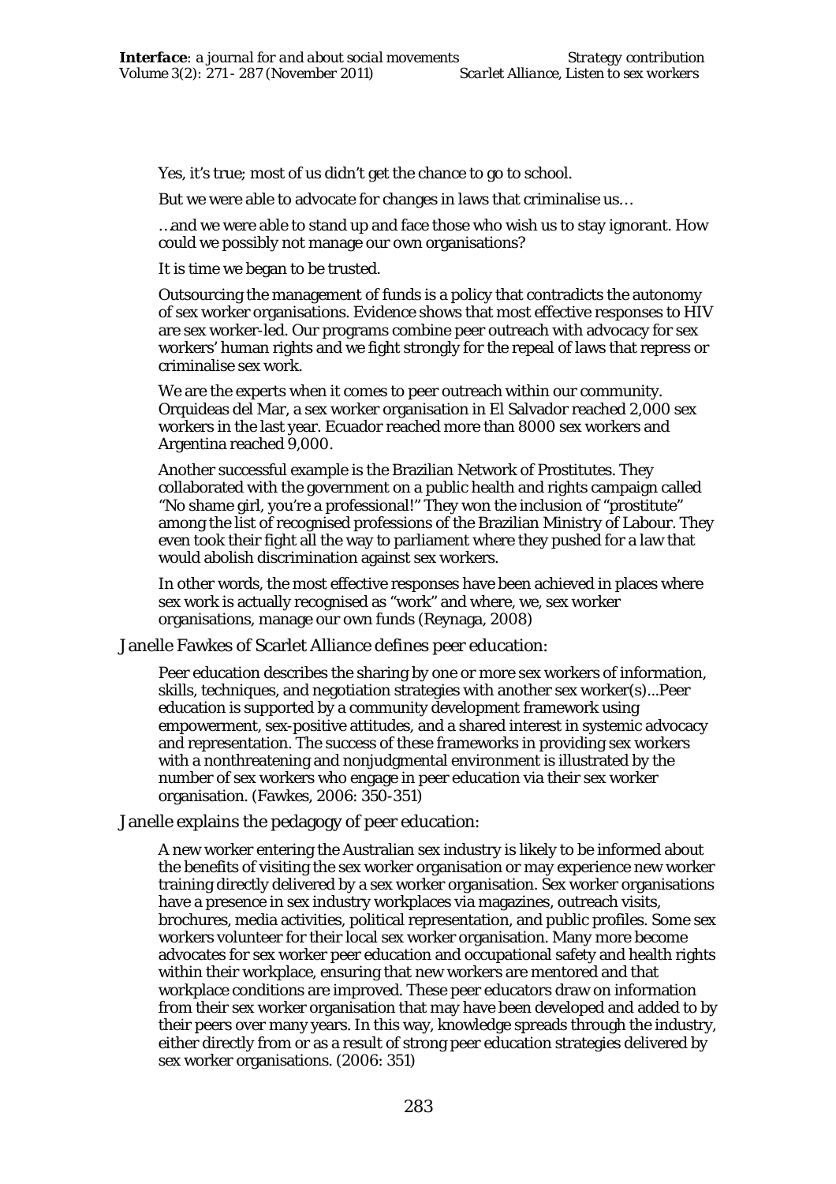> Yes, it's true; most of us didn't get the chance to go to school.
>
> But we were able to advocate for changes in laws that criminalise us…
>
> …and we were able to stand up and face those who wish us to stay ignorant. How could we possibly not manage our own organisations?
>
> It is time we began to be trusted.
>
> Outsourcing the management of funds is a policy that contradicts the autonomy of sex worker organisations. Evidence shows that most effective responses to HIV are sex worker-led. Our programs combine peer outreach with advocacy for sex workers' human rights and we fight strongly for the repeal of laws that repress or criminalise sex work.
>
> We are the experts when it comes to peer outreach within our community. Orquideas del Mar, a sex worker organisation in El Salvador reached 2,000 sex workers in the last year. Ecuador reached more than 8000 sex workers and Argentina reached 9,000.
>
> Another successful example is the Brazilian Network of Prostitutes. They collaborated with the government on a public health and rights campaign called "No shame girl, you're a professional!" They won the inclusion of "prostitute" among the list of recognised professions of the Brazilian Ministry of Labour. They even took their fight all the way to parliament where they pushed for a law that would abolish discrimination against sex workers.
>
> In other words, the most effective responses have been achieved in places where sex work is actually recognised as "work" and where, we, sex worker organisations, manage our own funds (Reynaga, 2008)

Janelle Fawkes of Scarlet Alliance defines peer education:

> Peer education describes the sharing by one or more sex workers of information, skills, techniques, and negotiation strategies with another sex worker(s)...Peer education is supported by a community development framework using empowerment, sex-positive attitudes, and a shared interest in systemic advocacy and representation. The success of these frameworks in providing sex workers with a nonthreatening and nonjudgmental environment is illustrated by the number of sex workers who engage in peer education via their sex worker organisation. (Fawkes, 2006: 350-351)

Janelle explains the pedagogy of peer education:

> A new worker entering the Australian sex industry is likely to be informed about the benefits of visiting the sex worker organisation or may experience new worker training directly delivered by a sex worker organisation. Sex worker organisations have a presence in sex industry workplaces via magazines, outreach visits, brochures, media activities, political representation, and public profiles. Some sex workers volunteer for their local sex worker organisation. Many more become advocates for sex worker peer education and occupational safety and health rights within their workplace, ensuring that new workers are mentored and that workplace conditions are improved. These peer educators draw on information from their sex worker organisation that may have been developed and added to by their peers over many years. In this way, knowledge spreads through the industry, either directly from or as a result of strong peer education strategies delivered by sex worker organisations. (2006: 351)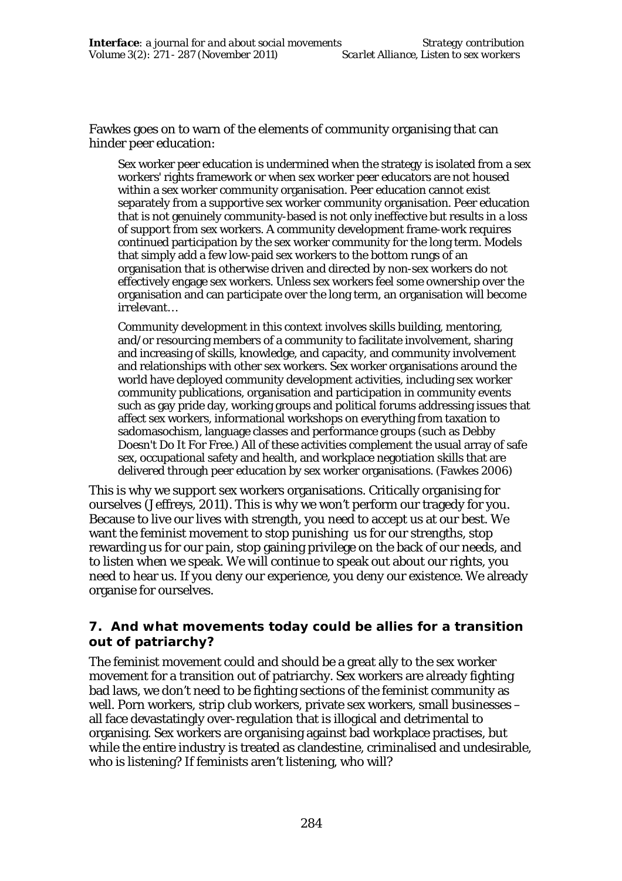Fawkes goes on to warn of the elements of community organising that can hinder peer education:

> Sex worker peer education is undermined when the strategy is isolated from a sex workers' rights framework or when sex worker peer educators are not housed within a sex worker community organisation. Peer education cannot exist separately from a supportive sex worker community organisation. Peer education that is not genuinely community-based is not only ineffective but results in a loss of support from sex workers. A community development frame-work requires continued participation by the sex worker community for the long term. Models that simply add a few low-paid sex workers to the bottom rungs of an organisation that is otherwise driven and directed by non-sex workers do not effectively engage sex workers. Unless sex workers feel some ownership over the organisation and can participate over the long term, an organisation will become irrelevant…
>
> Community development in this context involves skills building, mentoring, and/or resourcing members of a community to facilitate involvement, sharing and increasing of skills, knowledge, and capacity, and community involvement and relationships with other sex workers. Sex worker organisations around the world have deployed community development activities, including sex worker community publications, organisation and participation in community events such as gay pride day, working groups and political forums addressing issues that affect sex workers, informational workshops on everything from taxation to sadomasochism, language classes and performance groups (such as Debby Doesn't Do It For Free.) All of these activities complement the usual array of safe sex, occupational safety and health, and workplace negotiation skills that are delivered through peer education by sex worker organisations. (Fawkes 2006)

This is why we support sex workers organisations. Critically organising for ourselves (Jeffreys, 2011). This is why we won't perform our tragedy for you. Because to live our lives with strength, you need to accept us at our best. We want the feminist movement to stop punishing us for our strengths, stop rewarding us for our pain, stop gaining privilege on the back of our needs, and to listen when we speak. We will continue to speak out about our rights, you need to hear us. If you deny our experience, you deny our existence. We already organise for ourselves.

### 7. And what movements today could be allies for a transition out of patriarchy?

The feminist movement could and should be a great ally to the sex worker movement for a transition out of patriarchy. Sex workers are already fighting bad laws, we don't need to be fighting sections of the feminist community as well. Porn workers, strip club workers, private sex workers, small businesses – all face devastatingly over-regulation that is illogical and detrimental to organising. Sex workers are organising against bad workplace practises, but while the entire industry is treated as clandestine, criminalised and undesirable, who is listening? If feminists aren't listening, who will?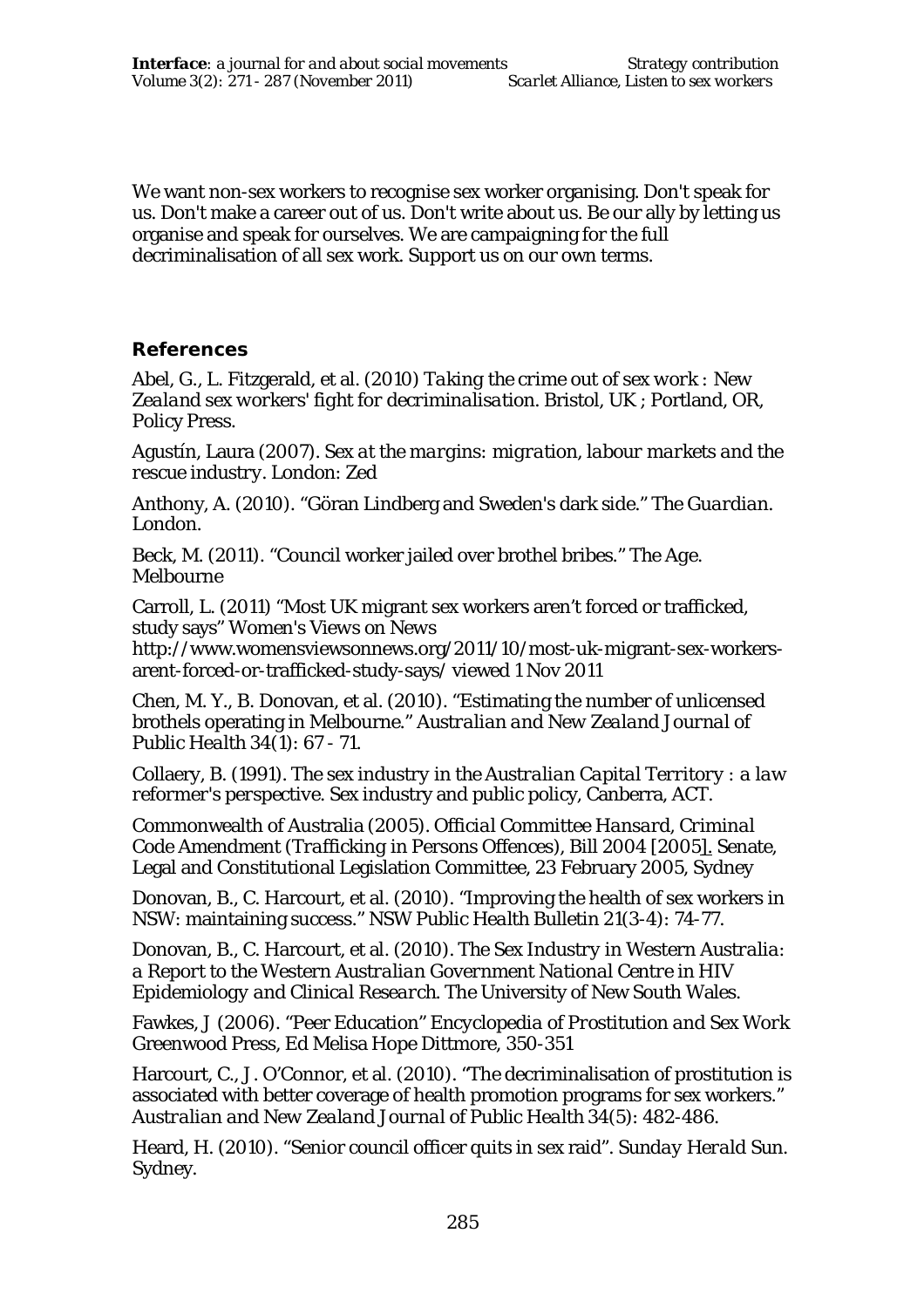We want non-sex workers to recognise sex worker organising. Don't speak for us. Don't make a career out of us. Don't write about us. Be our ally by letting us organise and speak for ourselves. We are campaigning for the full decriminalisation of all sex work. Support us on our own terms.

## References

Abel, G., L. Fitzgerald, et al. (2010) *Taking the crime out of sex work : New Zealand sex workers' fight for decriminalisation*. Bristol, UK ; Portland, OR, Policy Press.

Agustín, Laura (2007). *Sex at the margins: migration, labour markets and the rescue industry*. London: Zed

Anthony, A. (2010). "Göran Lindberg and Sweden's dark side." *The Guardian*. London.

Beck, M. (2011). "Council worker jailed over brothel bribes." The Age. Melbourne

Carroll, L. (2011) "Most UK migrant sex workers aren't forced or trafficked, study says" Women's Views on News http://www.womensviewsonnews.org/2011/10/most-uk-migrant-sex-workers-arent-forced-or-trafficked-study-says/ viewed 1 Nov 2011

Chen, M. Y., B. Donovan, et al. (2010). "Estimating the number of unlicensed brothels operating in Melbourne." *Australian and New Zealand Journal of Public Health* 34(1): 67 - 71.

Collaery, B. (1991). The *sex industry in the Australian Capital Territory : a law reformer's perspective*. Sex industry and public policy, Canberra, ACT.

Commonwealth of Australia (2005). *Official Committee Hansard, Criminal Code Amendment (Trafficking in Persons Offences), Bill 2004 [2005].* Senate, Legal and Constitutional Legislation Committee, 23 February 2005, Sydney

Donovan, B., C. Harcourt, et al. (2010). "Improving the health of sex workers in NSW: maintaining success." *NSW Public Health Bulletin* 21(3-4): 74-77.

Donovan, B., C. Harcourt, et al. (2010). *The Sex Industry in Western Australia: a Report to the Western Australian Government National Centre in HIV Epidemiology and Clinical Research*. The University of New South Wales.

Fawkes, J (2006). "Peer Education" *Encyclopedia of Prostitution and Sex Work* Greenwood Press, Ed Melisa Hope Dittmore, 350-351

Harcourt, C., J. O'Connor, et al. (2010). "The decriminalisation of prostitution is associated with better coverage of health promotion programs for sex workers." *Australian and New Zealand Journal of Public Health* 34(5): 482-486.

Heard, H. (2010). "Senior council officer quits in sex raid". *Sunday Herald Sun*. Sydney.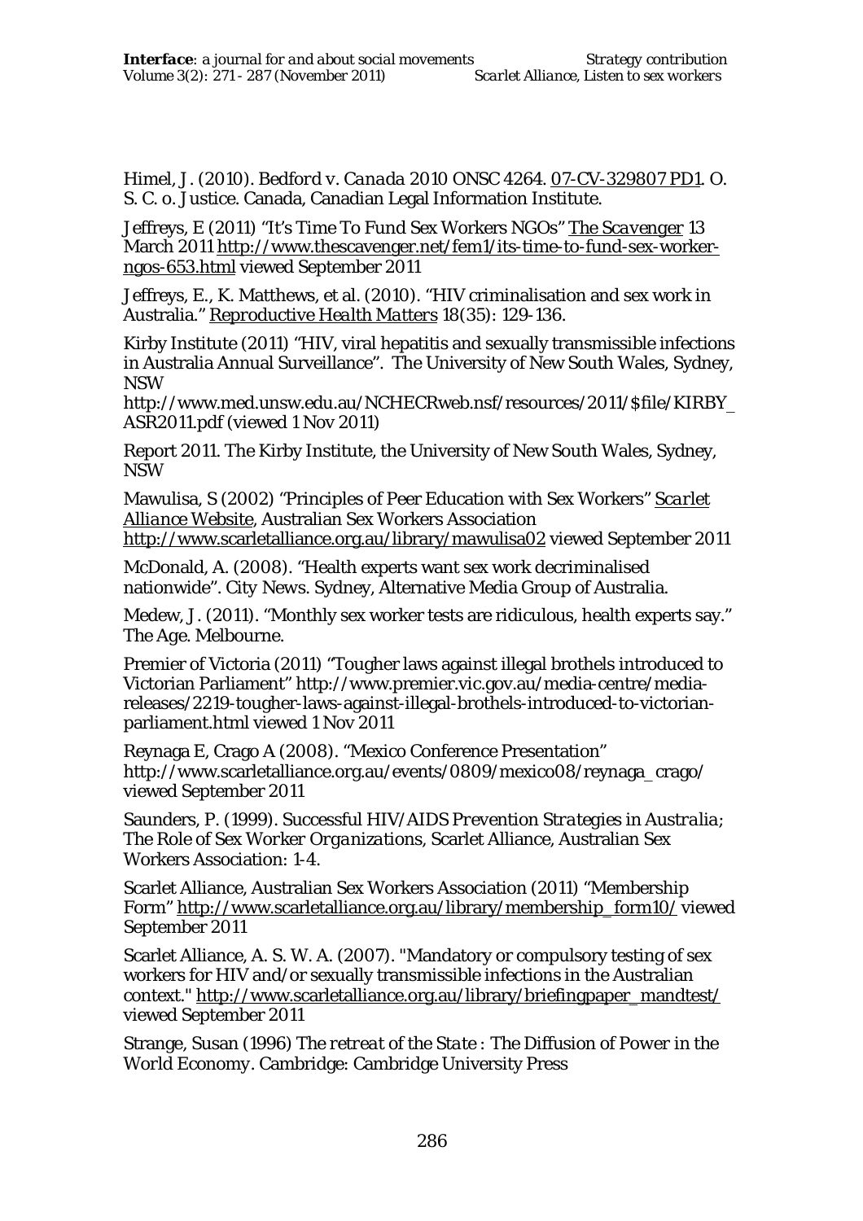Himel, J. (2010). *Bedford v. Canada 2010 ONSC 4264*. 07-CV-329807 PD1. O. S. C. o. Justice. Canada, Canadian Legal Information Institute.

Jeffreys, E (2011) "It's Time To Fund Sex Workers NGOs" *The Scavenger* 13 March 2011 http://www.thescavenger.net/fem1/its-time-to-fund-sex-worker-ngos-653.html viewed September 2011

Jeffreys, E., K. Matthews, et al. (2010). "HIV criminalisation and sex work in Australia." *Reproductive Health Matters* 18(35): 129-136.

Kirby Institute (2011) "HIV, viral hepatitis and sexually transmissible infections in Australia Annual Surveillance". The University of New South Wales, Sydney, NSW
http://www.med.unsw.edu.au/NCHECRweb.nsf/resources/2011/$file/KIRBY_ASR2011.pdf (viewed 1 Nov 2011)

Report 2011. The Kirby Institute, the University of New South Wales, Sydney, NSW

Mawulisa, S (2002) "Principles of Peer Education with Sex Workers" *Scarlet Alliance Website*, Australian Sex Workers Association
http://www.scarletalliance.org.au/library/mawulisa02 viewed September 2011

McDonald, A. (2008). "Health experts want sex work decriminalised nationwide". City News. Sydney, Alternative Media Group of Australia.

Medew, J. (2011). "Monthly sex worker tests are ridiculous, health experts say." The Age. Melbourne.

Premier of Victoria (2011) "Tougher laws against illegal brothels introduced to Victorian Parliament" http://www.premier.vic.gov.au/media-centre/media-releases/2219-tougher-laws-against-illegal-brothels-introduced-to-victorian-parliament.html viewed 1 Nov 2011

Reynaga E, Crago A (2008). "Mexico Conference Presentation" http://www.scarletalliance.org.au/events/0809/mexico08/reynaga_crago/ viewed September 2011

Saunders, P. (1999). *Successful HIV/AIDS Prevention Strategies in Australia; The Role of Sex Worker Organizations*, Scarlet Alliance, Australian Sex Workers Association: 1-4.

Scarlet Alliance, Australian Sex Workers Association (2011) "Membership Form" http://www.scarletalliance.org.au/library/membership_form10/ viewed September 2011

Scarlet Alliance, A. S. W. A. (2007). "Mandatory or compulsory testing of sex workers for HIV and/or sexually transmissible infections in the Australian context." http://www.scarletalliance.org.au/library/briefingpaper_mandtest/ viewed September 2011

Strange, Susan (1996) *The retreat of the State : The Diffusion of Power in the World Economy*. Cambridge: Cambridge University Press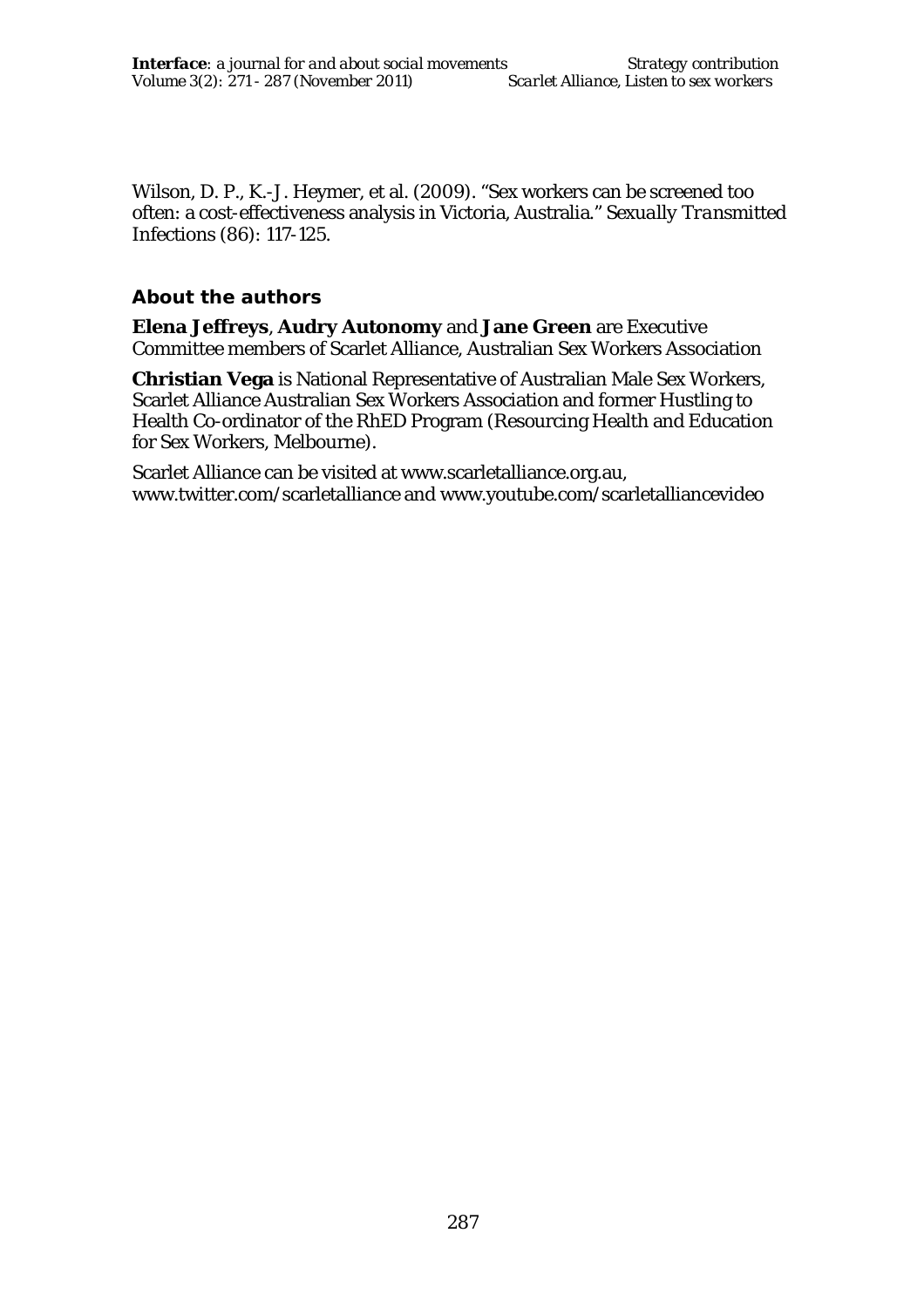Wilson, D. P., K.-J. Heymer, et al. (2009). "Sex workers can be screened too often: a cost-effectiveness analysis in Victoria, Australia." *Sexually Transmitted* Infections (86): 117-125.

## About the authors

**Elena Jeffreys**, **Audry Autonomy** and **Jane Green** are Executive Committee members of Scarlet Alliance, Australian Sex Workers Association

**Christian Vega** is National Representative of Australian Male Sex Workers, Scarlet Alliance Australian Sex Workers Association and former Hustling to Health Co-ordinator of the RhED Program (Resourcing Health and Education for Sex Workers, Melbourne).

Scarlet Alliance can be visited at www.scarletalliance.org.au, www.twitter.com/scarletalliance and www.youtube.com/scarletalliancevideo